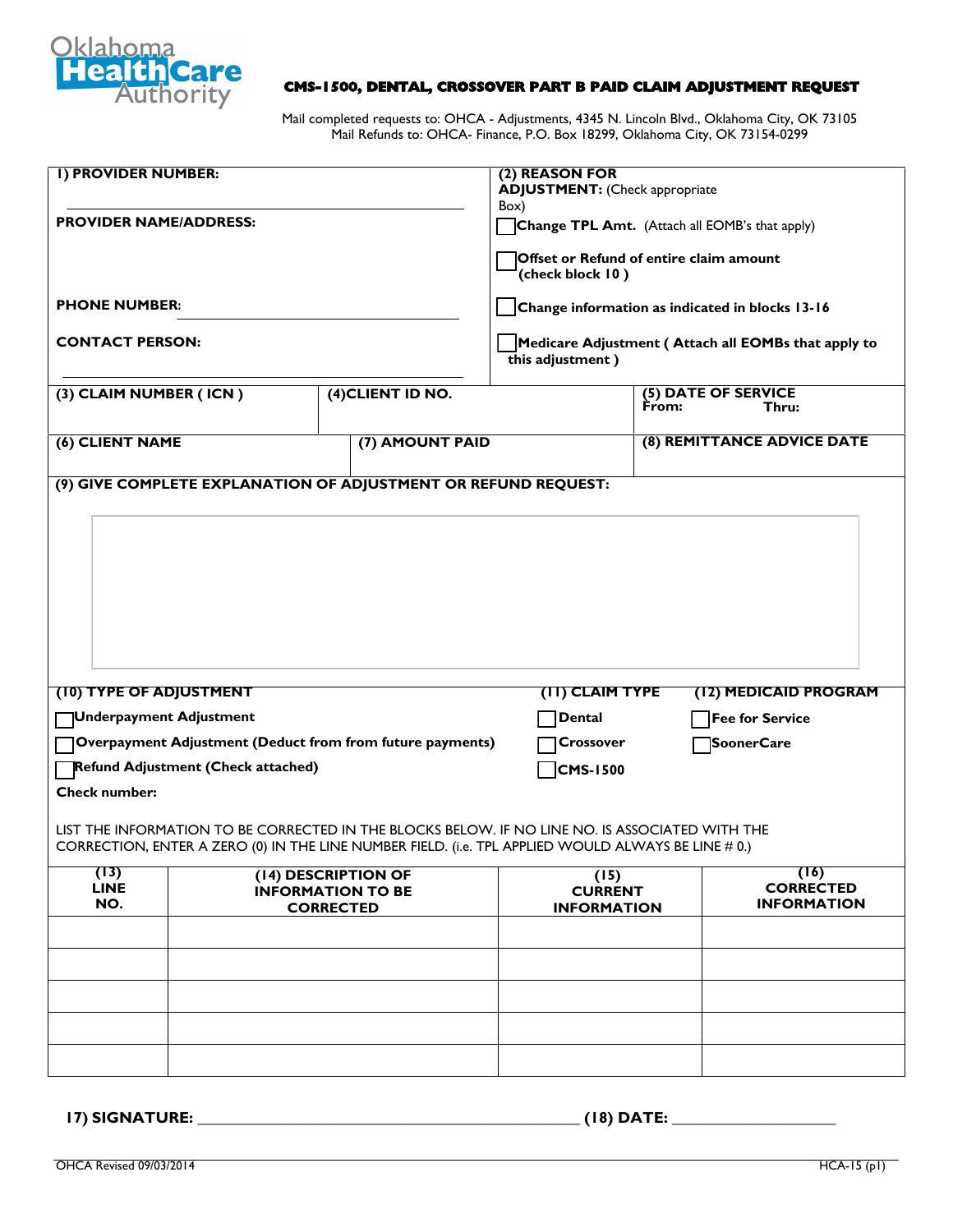Oklahoma HealthCare Authority

# CMS-1500, DENTAL, CROSSOVER PART B PAID CLAIM ADJUSTMENT REQUEST

Mail completed requests to: OHCA - Adjustments, 4345 N. Lincoln Blvd., Oklahoma City, OK 73105
Mail Refunds to: OHCA- Finance, P.O. Box 18299, Oklahoma City, OK 73154-0299

**1) PROVIDER NUMBER:** ______________________________

**PROVIDER NAME/ADDRESS:**

**PHONE NUMBER:** ______________________________

**CONTACT PERSON:** ______________________________

**(2) REASON FOR ADJUSTMENT:** (Check appropriate Box)

- ☐ **Change TPL Amt.** (Attach all EOMB's that apply)
- ☐ **Offset or Refund of entire claim amount (check block 10 )**
- ☐ **Change information as indicated in blocks 13-16**
- ☐ **Medicare Adjustment ( Attach all EOMBs that apply to this adjustment )**

| (3) CLAIM NUMBER ( ICN ) | (4)CLIENT ID NO. | (5) DATE OF SERVICE From: Thru: |
|---|---|---|
| | | |

| (6) CLIENT NAME | (7) AMOUNT PAID | (8) REMITTANCE ADVICE DATE |
|---|---|---|
| | | |

**(9) GIVE COMPLETE EXPLANATION OF ADJUSTMENT OR REFUND REQUEST:**

**(10) TYPE OF ADJUSTMENT**

- ☐ **Underpayment Adjustment**
- ☐ **Overpayment Adjustment (Deduct from from future payments)**
- ☐ **Refund Adjustment (Check attached)**

**Check number:**

**(11) CLAIM TYPE**

- ☐ **Dental**
- ☐ **Crossover**
- ☐ **CMS-1500**

**(12) MEDICAID PROGRAM**

- ☐ **Fee for Service**
- ☐ **SoonerCare**

LIST THE INFORMATION TO BE CORRECTED IN THE BLOCKS BELOW. IF NO LINE NO. IS ASSOCIATED WITH THE CORRECTION, ENTER A ZERO (0) IN THE LINE NUMBER FIELD. (i.e. TPL APPLIED WOULD ALWAYS BE LINE # 0.)

| (13) LINE NO. | (14) DESCRIPTION OF INFORMATION TO BE CORRECTED | (15) CURRENT INFORMATION | (16) CORRECTED INFORMATION |
|---|---|---|---|
| | | | |
| | | | |
| | | | |
| | | | |
| | | | |

**17) SIGNATURE:** ______________________________ **(18) DATE:** ____________________

OHCA Revised 09/03/2014 HCA-15 (p1)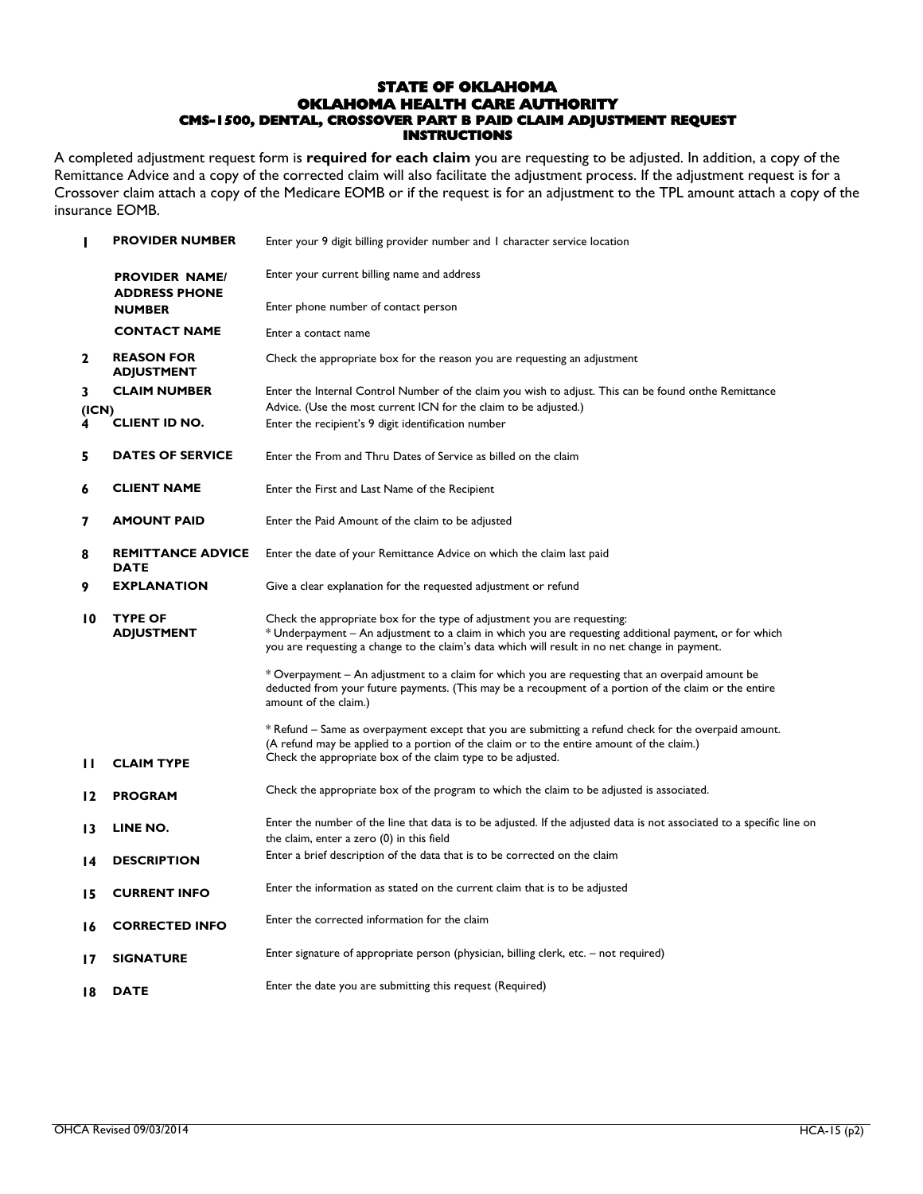# STATE OF OKLAHOMA
# OKLAHOMA HEALTH CARE AUTHORITY
## CMS-1500, DENTAL, CROSSOVER PART B PAID CLAIM ADJUSTMENT REQUEST
## INSTRUCTIONS

A completed adjustment request form is **required for each claim** you are requesting to be adjusted. In addition, a copy of the Remittance Advice and a copy of the corrected claim will also facilitate the adjustment process. If the adjustment request is for a Crossover claim attach a copy of the Medicare EOMB or if the request is for an adjustment to the TPL amount attach a copy of the insurance EOMB.

| | | |
|---|---|---|
| **1** | **PROVIDER NUMBER** | Enter your 9 digit billing provider number and 1 character service location |
| | **PROVIDER NAME/ ADDRESS PHONE NUMBER** | Enter your current billing name and address<br>Enter phone number of contact person |
| | **CONTACT NAME** | Enter a contact name |
| **2** | **REASON FOR ADJUSTMENT** | Check the appropriate box for the reason you are requesting an adjustment |
| **3** | **CLAIM NUMBER (ICN)** | Enter the Internal Control Number of the claim you wish to adjust. This can be found onthe Remittance Advice. (Use the most current ICN for the claim to be adjusted.) |
| **4** | **CLIENT ID NO.** | Enter the recipient's 9 digit identification number |
| **5** | **DATES OF SERVICE** | Enter the From and Thru Dates of Service as billed on the claim |
| **6** | **CLIENT NAME** | Enter the First and Last Name of the Recipient |
| **7** | **AMOUNT PAID** | Enter the Paid Amount of the claim to be adjusted |
| **8** | **REMITTANCE ADVICE DATE** | Enter the date of your Remittance Advice on which the claim last paid |
| **9** | **EXPLANATION** | Give a clear explanation for the requested adjustment or refund |
| **10** | **TYPE OF ADJUSTMENT** | Check the appropriate box for the type of adjustment you are requesting:<br>* Underpayment – An adjustment to a claim in which you are requesting additional payment, or for which you are requesting a change to the claim's data which will result in no net change in payment.<br><br>* Overpayment – An adjustment to a claim for which you are requesting that an overpaid amount be deducted from your future payments. (This may be a recoupment of a portion of the claim or the entire amount of the claim.)<br><br>* Refund – Same as overpayment except that you are submitting a refund check for the overpaid amount. (A refund may be applied to a portion of the claim or to the entire amount of the claim.) |
| **11** | **CLAIM TYPE** | Check the appropriate box of the claim type to be adjusted. |
| **12** | **PROGRAM** | Check the appropriate box of the program to which the claim to be adjusted is associated. |
| **13** | **LINE NO.** | Enter the number of the line that data is to be adjusted. If the adjusted data is not associated to a specific line on the claim, enter a zero (0) in this field |
| **14** | **DESCRIPTION** | Enter a brief description of the data that is to be corrected on the claim |
| **15** | **CURRENT INFO** | Enter the information as stated on the current claim that is to be adjusted |
| **16** | **CORRECTED INFO** | Enter the corrected information for the claim |
| **17** | **SIGNATURE** | Enter signature of appropriate person (physician, billing clerk, etc. – not required) |
| **18** | **DATE** | Enter the date you are submitting this request (Required) |

OHCA Revised 09/03/2014 HCA-15 (p2)